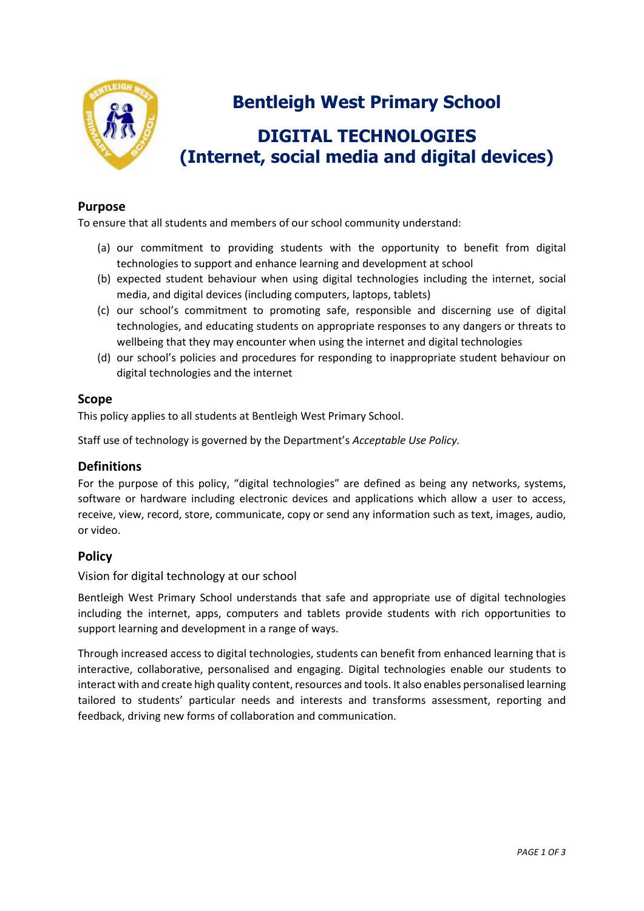# Bentleigh West Primary School

# DIGITAL TECHNOLOGIES (Internet, social media and digital devices)

## Purpose

To ensure that all students and members of our school community understand:

(a) our commitment to providing students with the opportunity to benefit from digital technologies to support and enhance learning and development at school

(b) expected student behaviour when using digital technologies including the internet, social media, and digital devices (including computers, laptops, tablets)

(c) our school's commitment to promoting safe, responsible and discerning use of digital technologies, and educating students on appropriate responses to any dangers or threats to wellbeing that they may encounter when using the internet and digital technologies

(d) our school's policies and procedures for responding to inappropriate student behaviour on digital technologies and the internet

## Scope

This policy applies to all students at Bentleigh West Primary School.

Staff use of technology is governed by the Department's *Acceptable Use Policy.*

## Definitions

For the purpose of this policy, "digital technologies" are defined as being any networks, systems, software or hardware including electronic devices and applications which allow a user to access, receive, view, record, store, communicate, copy or send any information such as text, images, audio, or video.

## Policy

### Vision for digital technology at our school

Bentleigh West Primary School understands that safe and appropriate use of digital technologies including the internet, apps, computers and tablets provide students with rich opportunities to support learning and development in a range of ways.

Through increased access to digital technologies, students can benefit from enhanced learning that is interactive, collaborative, personalised and engaging. Digital technologies enable our students to interact with and create high quality content, resources and tools. It also enables personalised learning tailored to students' particular needs and interests and transforms assessment, reporting and feedback, driving new forms of collaboration and communication.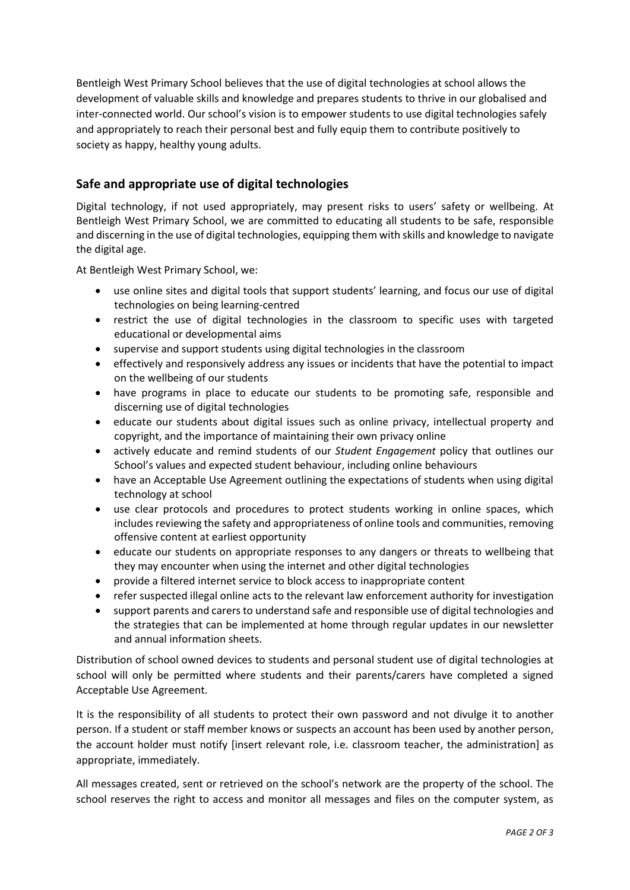Bentleigh West Primary School believes that the use of digital technologies at school allows the development of valuable skills and knowledge and prepares students to thrive in our globalised and inter-connected world. Our school's vision is to empower students to use digital technologies safely and appropriately to reach their personal best and fully equip them to contribute positively to society as happy, healthy young adults.

## Safe and appropriate use of digital technologies

Digital technology, if not used appropriately, may present risks to users' safety or wellbeing. At Bentleigh West Primary School, we are committed to educating all students to be safe, responsible and discerning in the use of digital technologies, equipping them with skills and knowledge to navigate the digital age.

At Bentleigh West Primary School, we:

- use online sites and digital tools that support students' learning, and focus our use of digital technologies on being learning-centred
- restrict the use of digital technologies in the classroom to specific uses with targeted educational or developmental aims
- supervise and support students using digital technologies in the classroom
- effectively and responsively address any issues or incidents that have the potential to impact on the wellbeing of our students
- have programs in place to educate our students to be promoting safe, responsible and discerning use of digital technologies
- educate our students about digital issues such as online privacy, intellectual property and copyright, and the importance of maintaining their own privacy online
- actively educate and remind students of our *Student Engagement* policy that outlines our School's values and expected student behaviour, including online behaviours
- have an Acceptable Use Agreement outlining the expectations of students when using digital technology at school
- use clear protocols and procedures to protect students working in online spaces, which includes reviewing the safety and appropriateness of online tools and communities, removing offensive content at earliest opportunity
- educate our students on appropriate responses to any dangers or threats to wellbeing that they may encounter when using the internet and other digital technologies
- provide a filtered internet service to block access to inappropriate content
- refer suspected illegal online acts to the relevant law enforcement authority for investigation
- support parents and carers to understand safe and responsible use of digital technologies and the strategies that can be implemented at home through regular updates in our newsletter and annual information sheets.

Distribution of school owned devices to students and personal student use of digital technologies at school will only be permitted where students and their parents/carers have completed a signed Acceptable Use Agreement.

It is the responsibility of all students to protect their own password and not divulge it to another person. If a student or staff member knows or suspects an account has been used by another person, the account holder must notify [insert relevant role, i.e. classroom teacher, the administration] as appropriate, immediately.

All messages created, sent or retrieved on the school's network are the property of the school. The school reserves the right to access and monitor all messages and files on the computer system, as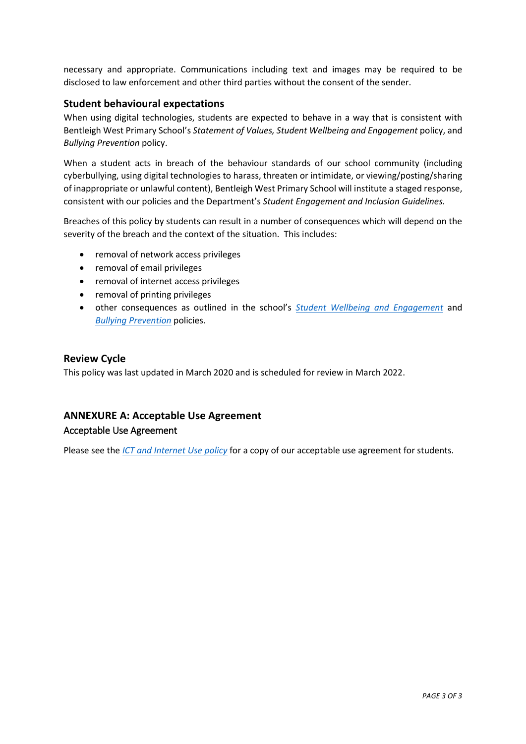necessary and appropriate. Communications including text and images may be required to be disclosed to law enforcement and other third parties without the consent of the sender.

## Student behavioural expectations

When using digital technologies, students are expected to behave in a way that is consistent with Bentleigh West Primary School's *Statement of Values, Student Wellbeing and Engagement* policy, and *Bullying Prevention* policy.

When a student acts in breach of the behaviour standards of our school community (including cyberbullying, using digital technologies to harass, threaten or intimidate, or viewing/posting/sharing of inappropriate or unlawful content), Bentleigh West Primary School will institute a staged response, consistent with our policies and the Department's *Student Engagement and Inclusion Guidelines.*

Breaches of this policy by students can result in a number of consequences which will depend on the severity of the breach and the context of the situation. This includes:

- removal of network access privileges
- removal of email privileges
- removal of internet access privileges
- removal of printing privileges
- other consequences as outlined in the school's *Student Wellbeing and Engagement* and *Bullying Prevention* policies.

## Review Cycle

This policy was last updated in March 2020 and is scheduled for review in March 2022.

## ANNEXURE A: Acceptable Use Agreement

### Acceptable Use Agreement

Please see the *ICT and Internet Use policy* for a copy of our acceptable use agreement for students.